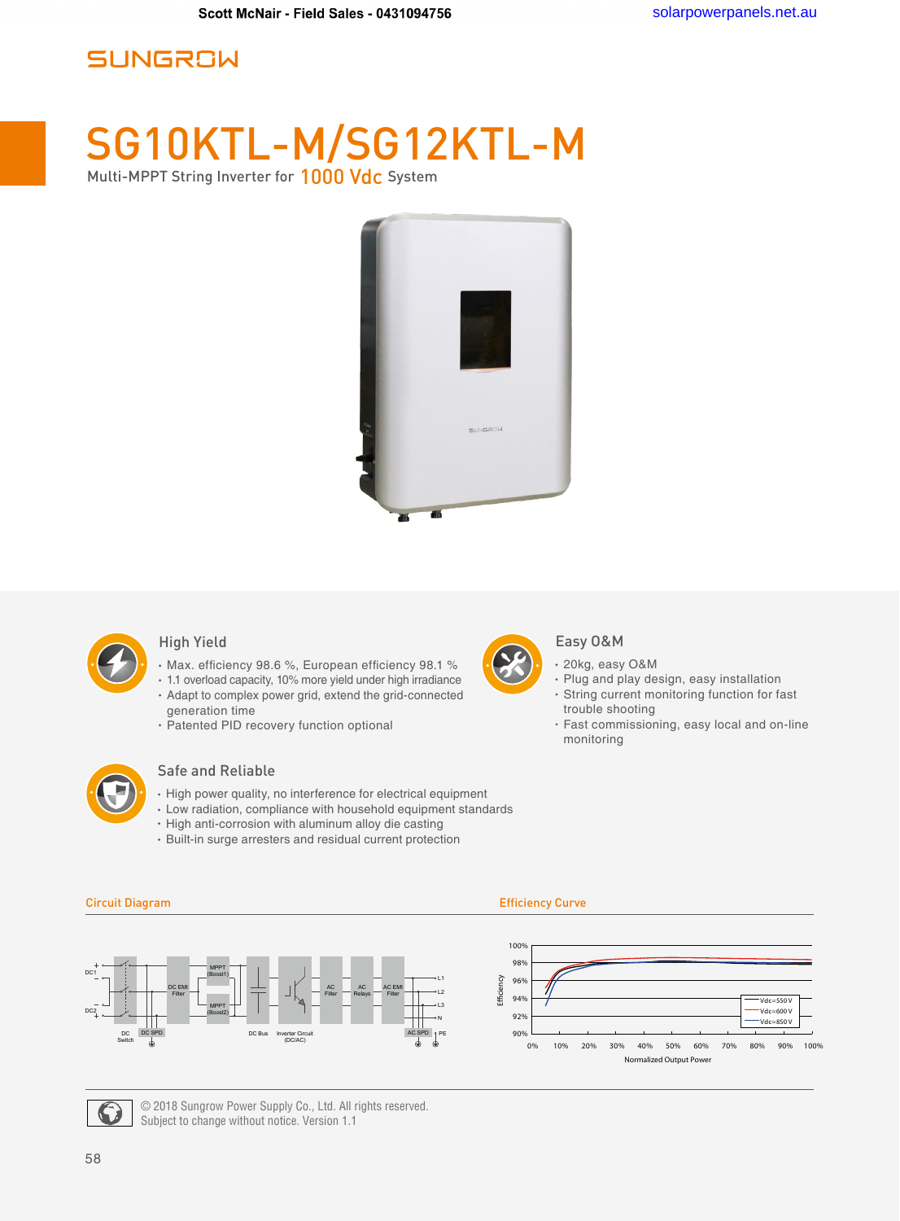Scott McNair - Field Sales - 0431094756 solarpowerpanels.net.au

SUNGROW

# SG10KTL-M/SG12KTL-M

Multi-MPPT String Inverter for 1000 Vdc System

### High Yield

- Max. efficiency 98.6 %, European efficiency 98.1 %
- 1.1 overload capacity, 10% more yield under high irradiance
- Adapt to complex power grid, extend the grid-connected generation time
- Patented PID recovery function optional

### Easy O&M

- 20kg, easy O&M
- Plug and play design, easy installation
- String current monitoring function for fast trouble shooting
- Fast commissioning, easy local and on-line monitoring

### Safe and Reliable

- High power quality, no interference for electrical equipment
- Low radiation, compliance with household equipment standards
- High anti-corrosion with aluminum alloy die casting
- Built-in surge arresters and residual current protection

### Circuit Diagram

DC1, DC2, DC Switch, DC SPD, DC EMI Filter, MPPT (Boost1), MPPT (Boost2), DC Bus, Inverter Circuit (DC/AC), AC Filter, AC Relays, AC EMI Filter, AC SPD, L1, L2, L3, N, PE

### Efficiency Curve

Efficiency (90%–100%) vs. Normalized Output Power (0%–100%); Vdc=550 V, Vdc=600 V, Vdc=850 V

© 2018 Sungrow Power Supply Co., Ltd. All rights reserved.
Subject to change without notice. Version 1.1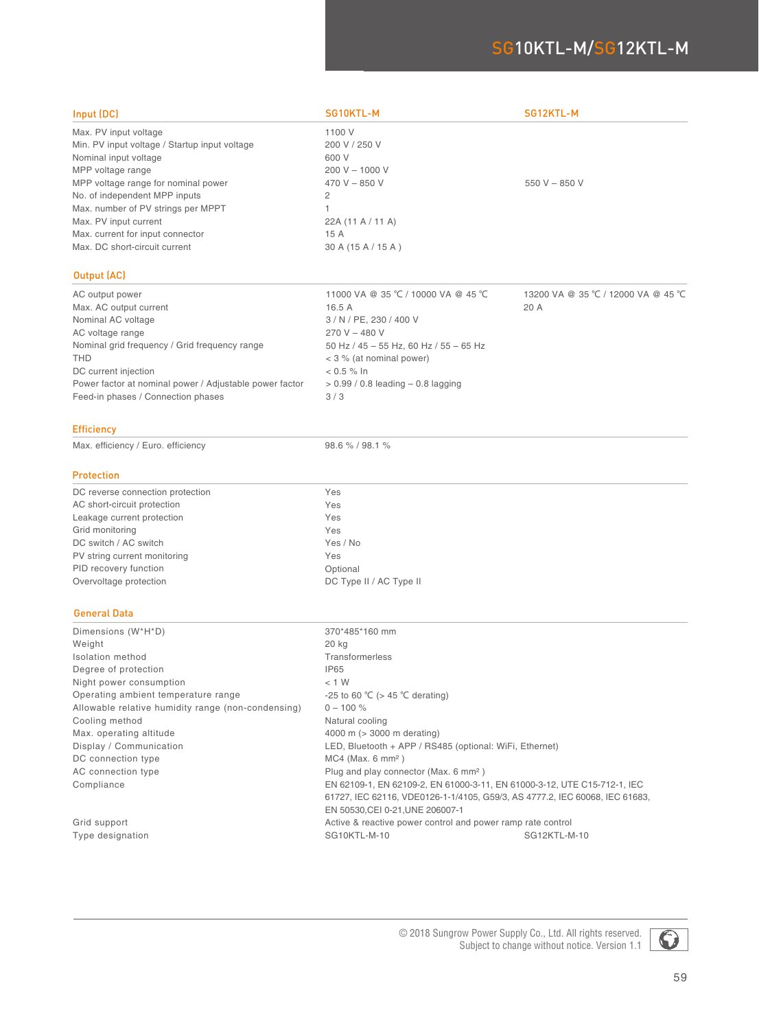# SG10KTL-M/SG12KTL-M

| Input (DC) | SG10KTL-M | SG12KTL-M |
|---|---|---|
| Max. PV input voltage | 1100 V | |
| Min. PV input voltage / Startup input voltage | 200 V / 250 V | |
| Nominal input voltage | 600 V | |
| MPP voltage range | 200 V – 1000 V | |
| MPP voltage range for nominal power | 470 V – 850 V | 550 V – 850 V |
| No. of independent MPP inputs | 2 | |
| Max. number of PV strings per MPPT | 1 | |
| Max. PV input current | 22A (11 A / 11 A) | |
| Max. current for input connector | 15 A | |
| Max. DC short-circuit current | 30 A (15 A / 15 A ) | |
| **Output (AC)** | | |
| AC output power | 11000 VA @ 35 ℃ / 10000 VA @ 45 ℃ | 13200 VA @ 35 ℃ / 12000 VA @ 45 ℃ |
| Max. AC output current | 16.5 A | 20 A |
| Nominal AC voltage | 3 / N / PE, 230 / 400 V | |
| AC voltage range | 270 V – 480 V | |
| Nominal grid frequency / Grid frequency range | 50 Hz / 45 – 55 Hz, 60 Hz / 55 – 65 Hz | |
| THD | < 3 % (at nominal power) | |
| DC current injection | < 0.5 % In | |
| Power factor at nominal power / Adjustable power factor | > 0.99 / 0.8 leading – 0.8 lagging | |
| Feed-in phases / Connection phases | 3 / 3 | |
| **Efficiency** | | |
| Max. efficiency / Euro. efficiency | 98.6 % / 98.1 % | |
| **Protection** | | |
| DC reverse connection protection | Yes | |
| AC short-circuit protection | Yes | |
| Leakage current protection | Yes | |
| Grid monitoring | Yes | |
| DC switch / AC switch | Yes / No | |
| PV string current monitoring | Yes | |
| PID recovery function | Optional | |
| Overvoltage protection | DC Type II / AC Type II | |
| **General Data** | | |
| Dimensions (W*H*D) | 370*485*160 mm | |
| Weight | 20 kg | |
| Isolation method | Transformerless | |
| Degree of protection | IP65 | |
| Night power consumption | < 1 W | |
| Operating ambient temperature range | -25 to 60 ℃ (> 45 ℃ derating) | |
| Allowable relative humidity range (non-condensing) | 0 – 100 % | |
| Cooling method | Natural cooling | |
| Max. operating altitude | 4000 m (> 3000 m derating) | |
| Display / Communication | LED, Bluetooth + APP / RS485 (optional: WiFi, Ethernet) | |
| DC connection type | MC4 (Max. 6 mm² ) | |
| AC connection type | Plug and play connector (Max. 6 mm² ) | |
| Compliance | EN 62109-1, EN 62109-2, EN 61000-3-11, EN 61000-3-12, UTE C15-712-1, IEC 61727, IEC 62116, VDE0126-1-1/4105, G59/3, AS 4777.2, IEC 60068, IEC 61683, EN 50530,CEI 0-21,UNE 206007-1 | |
| Grid support | Active & reactive power control and power ramp rate control | |
| Type designation | SG10KTL-M-10 | SG12KTL-M-10 |

© 2018 Sungrow Power Supply Co., Ltd. All rights reserved.
Subject to change without notice. Version 1.1